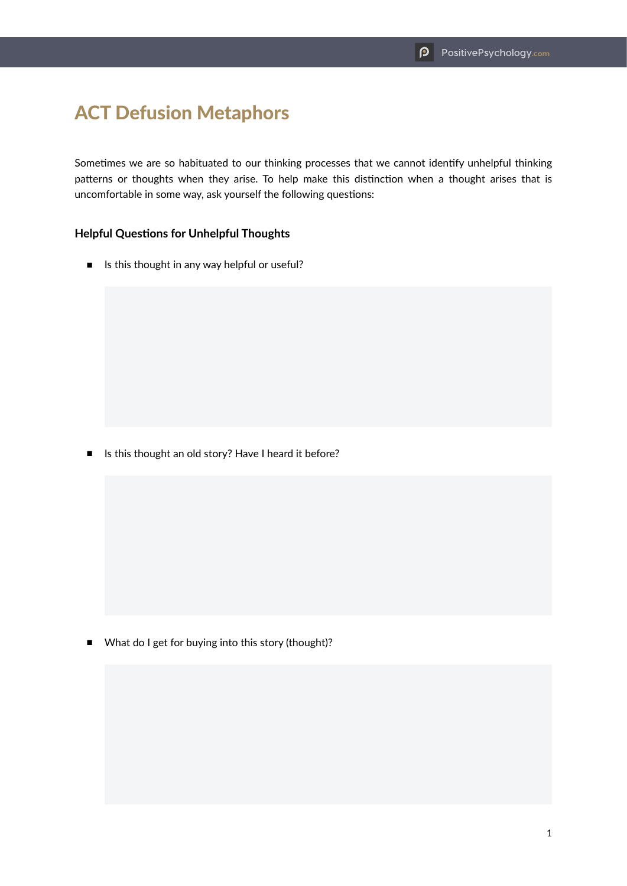# ACT Defusion Metaphors

Sometimes we are so habituated to our thinking processes that we cannot identify unhelpful thinking patterns or thoughts when they arise. To help make this distinction when a thought arises that is uncomfortable in some way, ask yourself the following questions:

### Helpful Questions for Unhelpful Thoughts

- Is this thought in any way helpful or useful?

- Is this thought an old story? Have I heard it before?

- What do I get for buying into this story (thought)?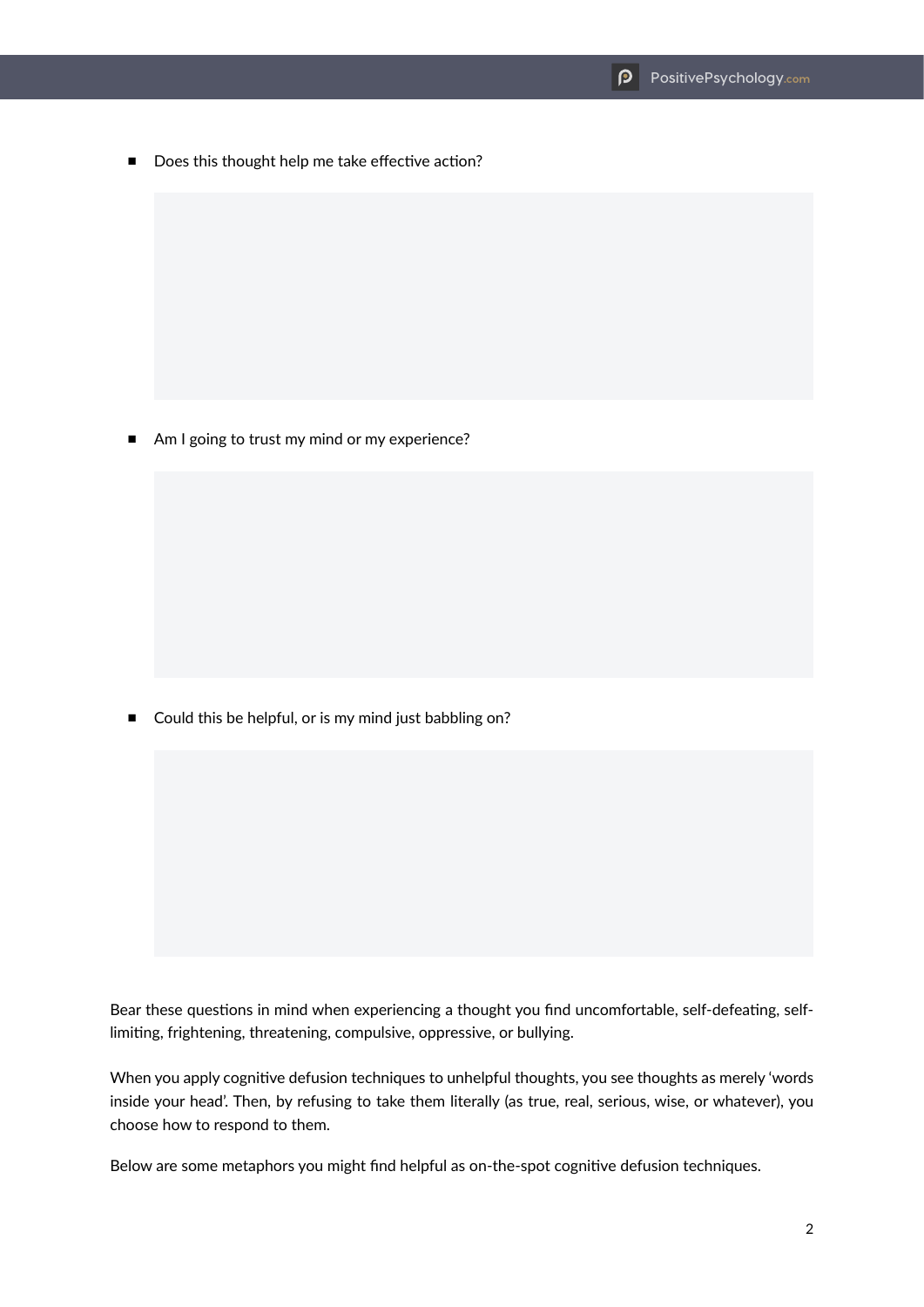- Does this thought help me take effective action?

- Am I going to trust my mind or my experience?

- Could this be helpful, or is my mind just babbling on?

Bear these questions in mind when experiencing a thought you find uncomfortable, self-defeating, self-limiting, frightening, threatening, compulsive, oppressive, or bullying.

When you apply cognitive defusion techniques to unhelpful thoughts, you see thoughts as merely 'words inside your head'. Then, by refusing to take them literally (as true, real, serious, wise, or whatever), you choose how to respond to them.

Below are some metaphors you might find helpful as on-the-spot cognitive defusion techniques.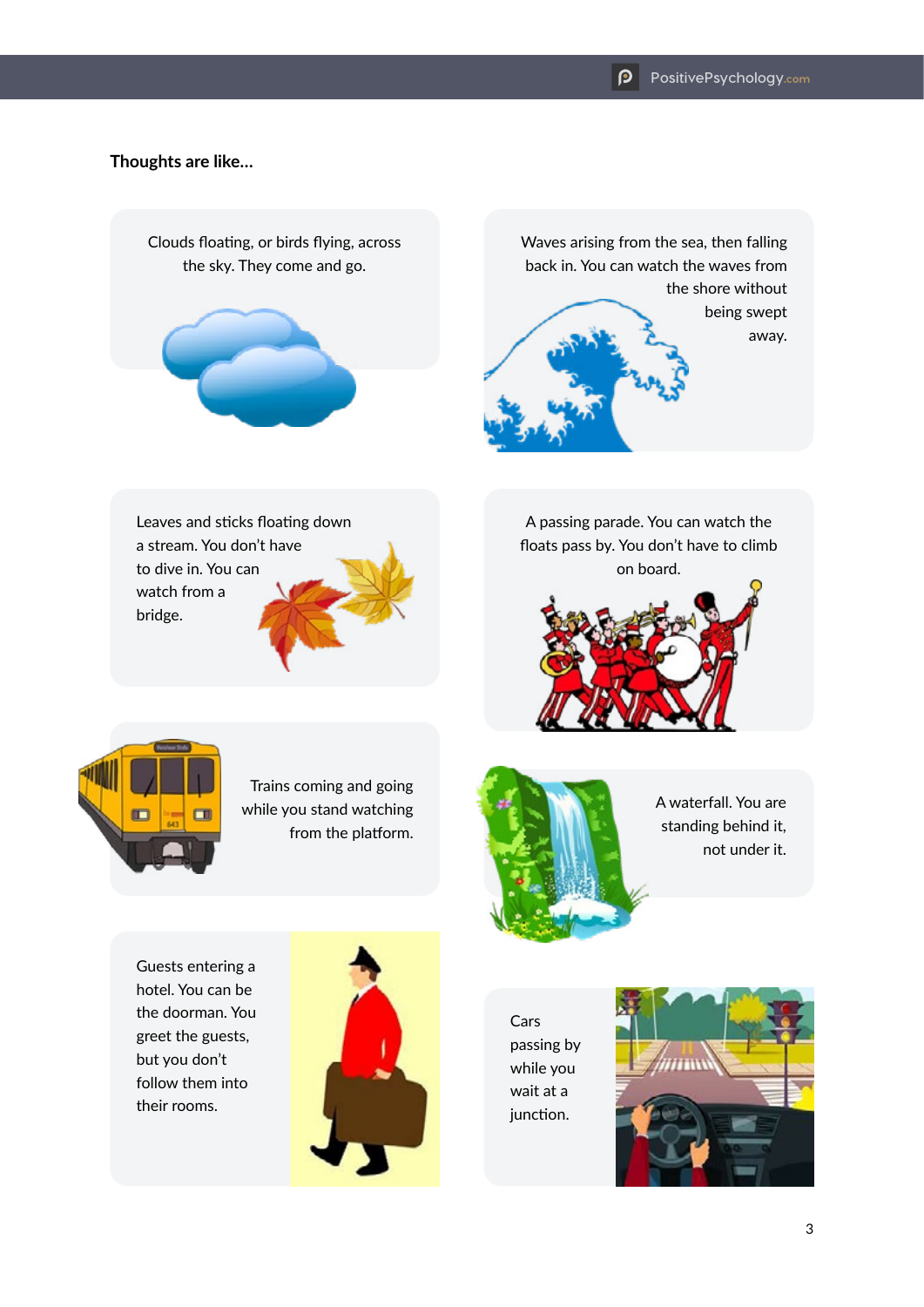**Thoughts are like…**

Clouds floating, or birds flying, across the sky. They come and go.

Waves arising from the sea, then falling back in. You can watch the waves from the shore without being swept away.

Leaves and sticks floating down a stream. You don't have to dive in. You can watch from a bridge.

A passing parade. You can watch the floats pass by. You don't have to climb on board.

Trains coming and going while you stand watching from the platform.

A waterfall. You are standing behind it, not under it.

Guests entering a hotel. You can be the doorman. You greet the guests, but you don't follow them into their rooms.

Cars passing by while you wait at a junction.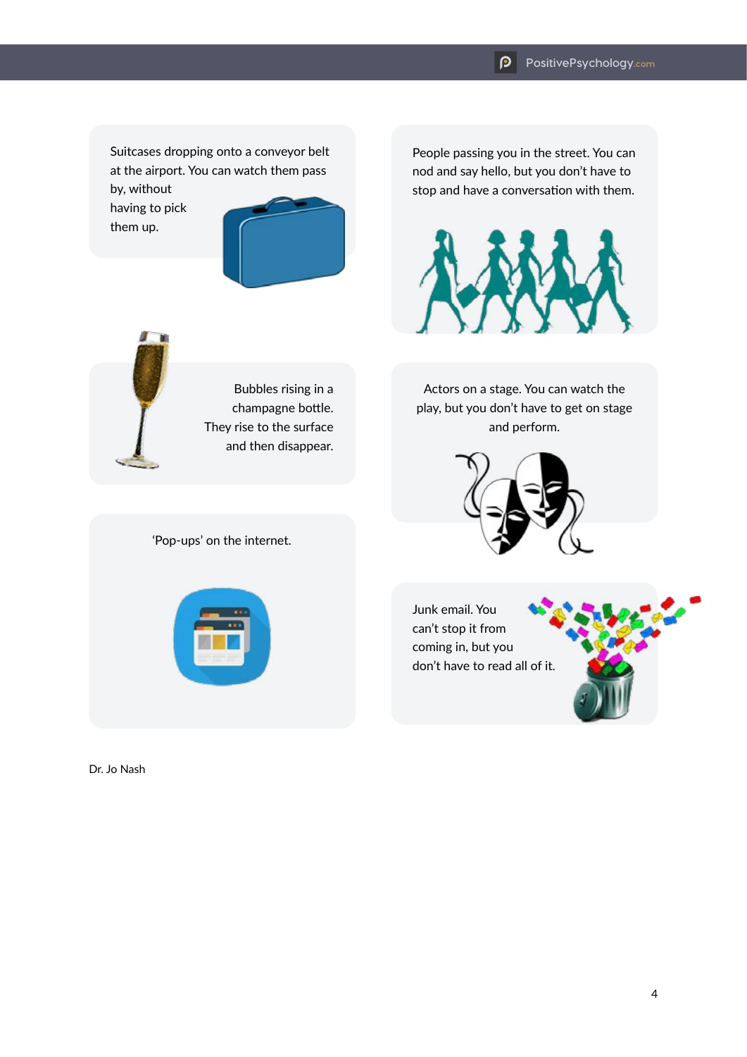Suitcases dropping onto a conveyor belt at the airport. You can watch them pass by, without having to pick them up.

People passing you in the street. You can nod and say hello, but you don't have to stop and have a conversation with them.

Bubbles rising in a champagne bottle. They rise to the surface and then disappear.

Actors on a stage. You can watch the play, but you don't have to get on stage and perform.

'Pop-ups' on the internet.

Junk email. You can't stop it from coming in, but you don't have to read all of it.

Dr. Jo Nash